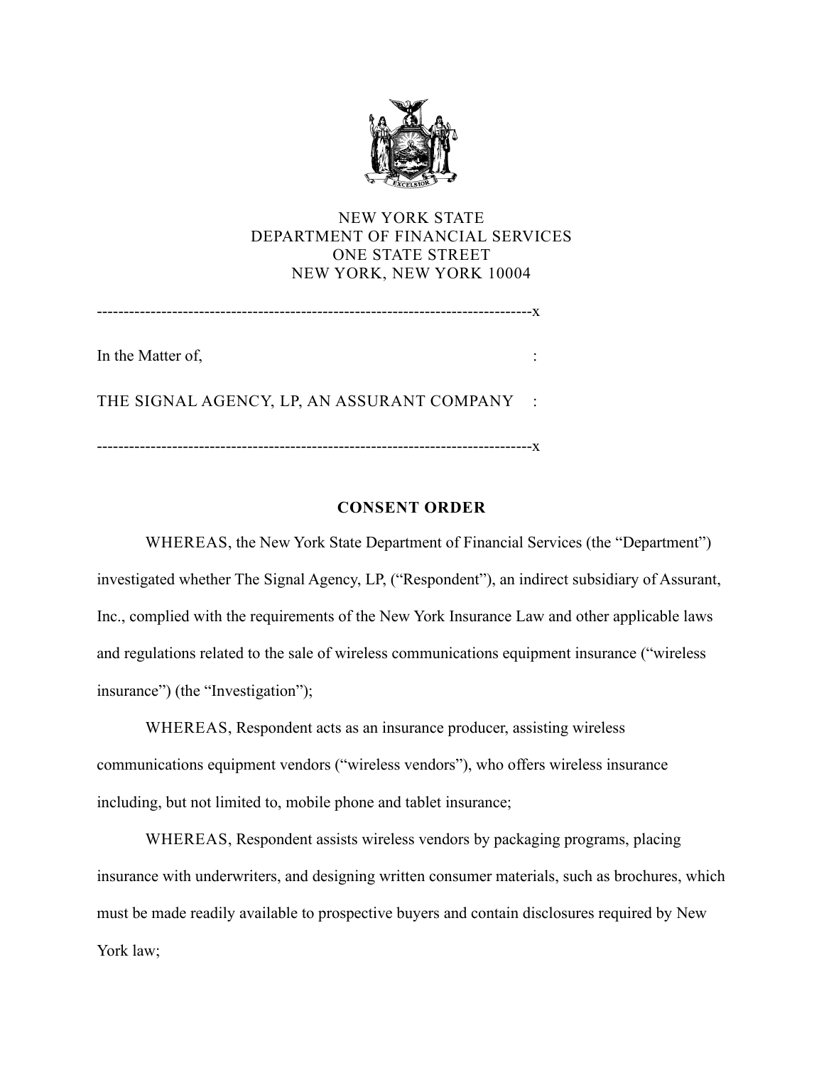NEW YORK STATE
DEPARTMENT OF FINANCIAL SERVICES
ONE STATE STREET
NEW YORK, NEW YORK 10004

---

In the Matter of,

THE SIGNAL AGENCY, LP, AN ASSURANT COMPANY

---

**CONSENT ORDER**

WHEREAS, the New York State Department of Financial Services (the "Department") investigated whether The Signal Agency, LP, ("Respondent"), an indirect subsidiary of Assurant, Inc., complied with the requirements of the New York Insurance Law and other applicable laws and regulations related to the sale of wireless communications equipment insurance ("wireless insurance") (the "Investigation");

WHEREAS, Respondent acts as an insurance producer, assisting wireless communications equipment vendors ("wireless vendors"), who offers wireless insurance including, but not limited to, mobile phone and tablet insurance;

WHEREAS, Respondent assists wireless vendors by packaging programs, placing insurance with underwriters, and designing written consumer materials, such as brochures, which must be made readily available to prospective buyers and contain disclosures required by New York law;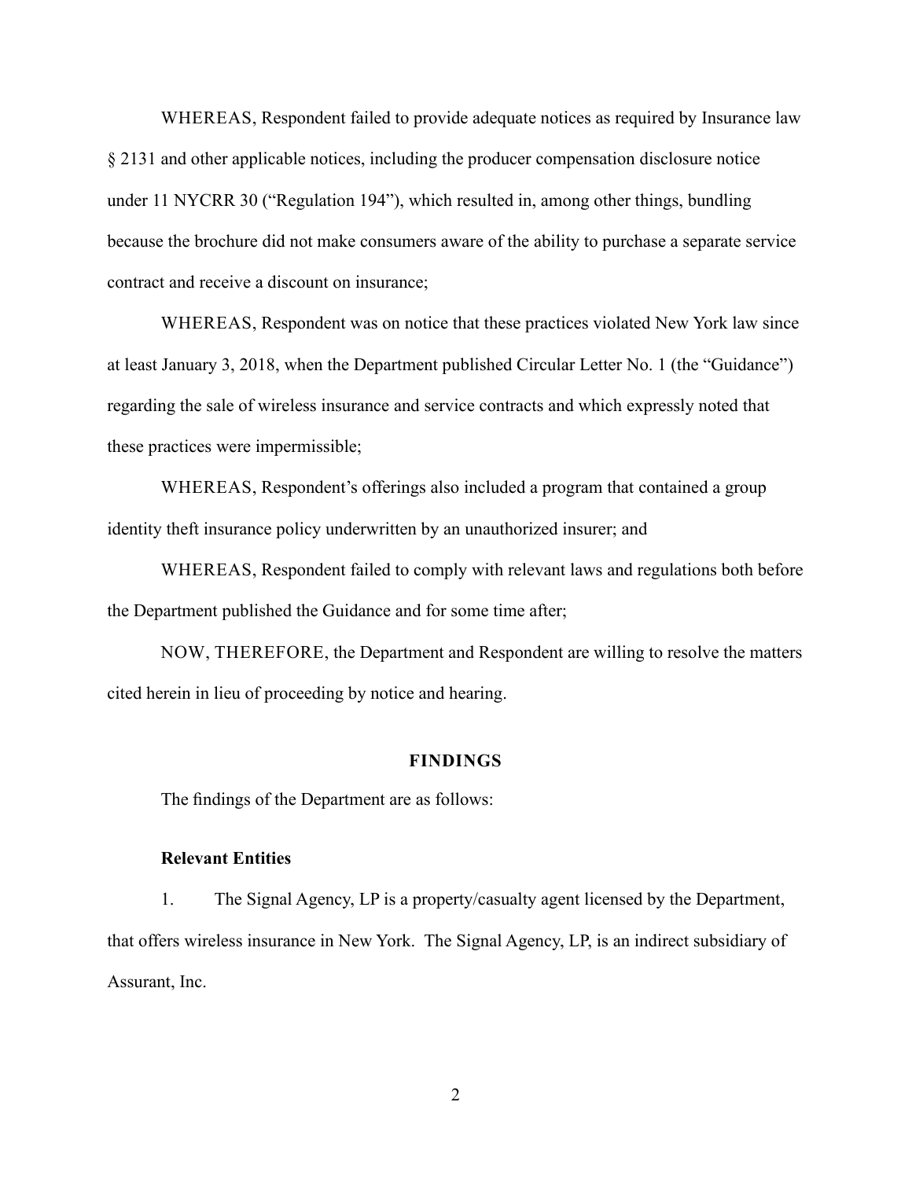WHEREAS, Respondent failed to provide adequate notices as required by Insurance law § 2131 and other applicable notices, including the producer compensation disclosure notice under 11 NYCRR 30 ("Regulation 194"), which resulted in, among other things, bundling because the brochure did not make consumers aware of the ability to purchase a separate service contract and receive a discount on insurance;

WHEREAS, Respondent was on notice that these practices violated New York law since at least January 3, 2018, when the Department published Circular Letter No. 1 (the "Guidance") regarding the sale of wireless insurance and service contracts and which expressly noted that these practices were impermissible;

WHEREAS, Respondent's offerings also included a program that contained a group identity theft insurance policy underwritten by an unauthorized insurer; and

WHEREAS, Respondent failed to comply with relevant laws and regulations both before the Department published the Guidance and for some time after;

NOW, THEREFORE, the Department and Respondent are willing to resolve the matters cited herein in lieu of proceeding by notice and hearing.

## FINDINGS

The findings of the Department are as follows:

### Relevant Entities

1. The Signal Agency, LP is a property/casualty agent licensed by the Department, that offers wireless insurance in New York. The Signal Agency, LP, is an indirect subsidiary of Assurant, Inc.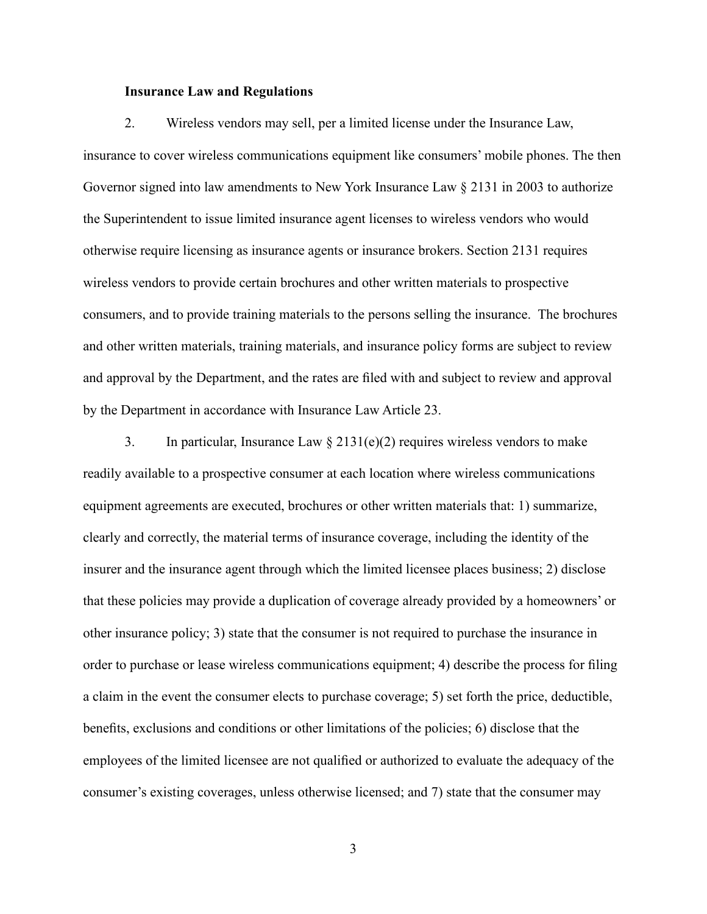**Insurance Law and Regulations**

2. Wireless vendors may sell, per a limited license under the Insurance Law, insurance to cover wireless communications equipment like consumers' mobile phones. The then Governor signed into law amendments to New York Insurance Law § 2131 in 2003 to authorize the Superintendent to issue limited insurance agent licenses to wireless vendors who would otherwise require licensing as insurance agents or insurance brokers. Section 2131 requires wireless vendors to provide certain brochures and other written materials to prospective consumers, and to provide training materials to the persons selling the insurance. The brochures and other written materials, training materials, and insurance policy forms are subject to review and approval by the Department, and the rates are filed with and subject to review and approval by the Department in accordance with Insurance Law Article 23.

3. In particular, Insurance Law § 2131(e)(2) requires wireless vendors to make readily available to a prospective consumer at each location where wireless communications equipment agreements are executed, brochures or other written materials that: 1) summarize, clearly and correctly, the material terms of insurance coverage, including the identity of the insurer and the insurance agent through which the limited licensee places business; 2) disclose that these policies may provide a duplication of coverage already provided by a homeowners' or other insurance policy; 3) state that the consumer is not required to purchase the insurance in order to purchase or lease wireless communications equipment; 4) describe the process for filing a claim in the event the consumer elects to purchase coverage; 5) set forth the price, deductible, benefits, exclusions and conditions or other limitations of the policies; 6) disclose that the employees of the limited licensee are not qualified or authorized to evaluate the adequacy of the consumer's existing coverages, unless otherwise licensed; and 7) state that the consumer may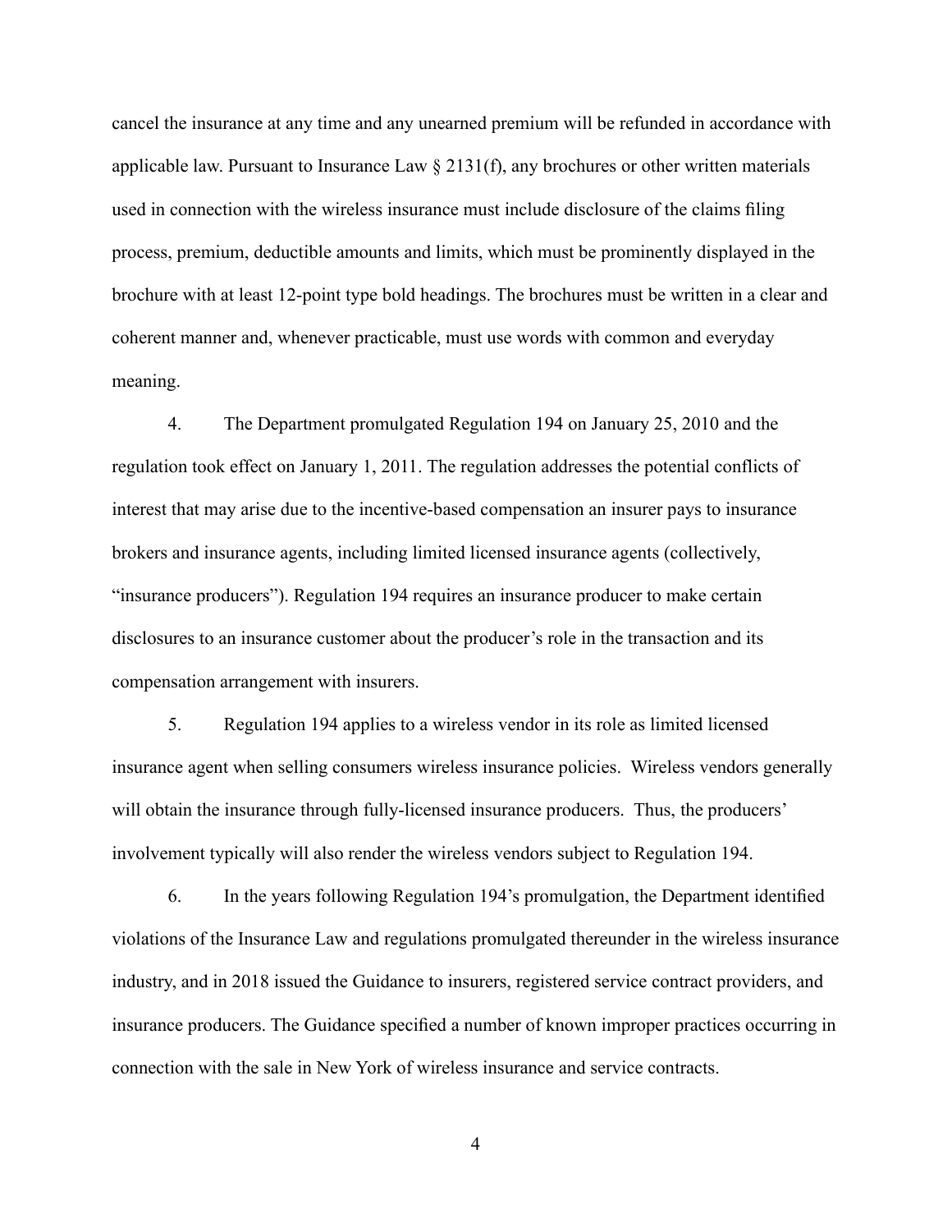cancel the insurance at any time and any unearned premium will be refunded in accordance with applicable law. Pursuant to Insurance Law § 2131(f), any brochures or other written materials used in connection with the wireless insurance must include disclosure of the claims filing process, premium, deductible amounts and limits, which must be prominently displayed in the brochure with at least 12-point type bold headings. The brochures must be written in a clear and coherent manner and, whenever practicable, must use words with common and everyday meaning.

4. The Department promulgated Regulation 194 on January 25, 2010 and the regulation took effect on January 1, 2011. The regulation addresses the potential conflicts of interest that may arise due to the incentive-based compensation an insurer pays to insurance brokers and insurance agents, including limited licensed insurance agents (collectively, "insurance producers"). Regulation 194 requires an insurance producer to make certain disclosures to an insurance customer about the producer's role in the transaction and its compensation arrangement with insurers.

5. Regulation 194 applies to a wireless vendor in its role as limited licensed insurance agent when selling consumers wireless insurance policies. Wireless vendors generally will obtain the insurance through fully-licensed insurance producers. Thus, the producers' involvement typically will also render the wireless vendors subject to Regulation 194.

6. In the years following Regulation 194's promulgation, the Department identified violations of the Insurance Law and regulations promulgated thereunder in the wireless insurance industry, and in 2018 issued the Guidance to insurers, registered service contract providers, and insurance producers. The Guidance specified a number of known improper practices occurring in connection with the sale in New York of wireless insurance and service contracts.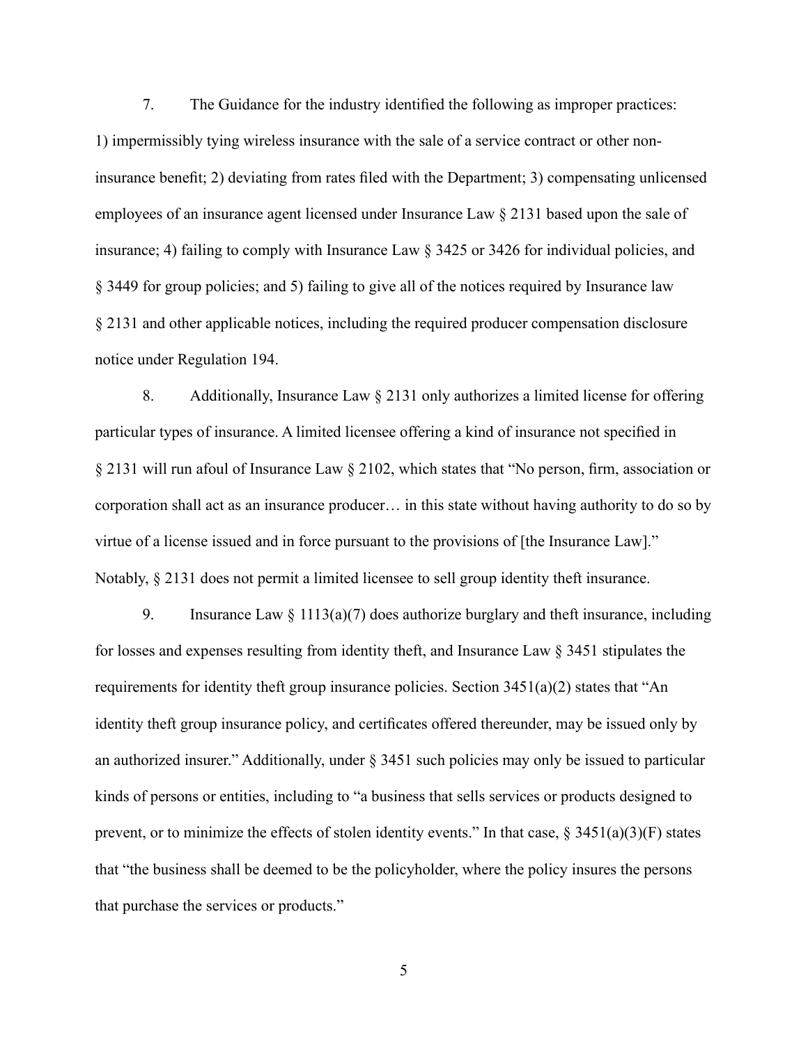7. The Guidance for the industry identified the following as improper practices: 1) impermissibly tying wireless insurance with the sale of a service contract or other non-insurance benefit; 2) deviating from rates filed with the Department; 3) compensating unlicensed employees of an insurance agent licensed under Insurance Law § 2131 based upon the sale of insurance; 4) failing to comply with Insurance Law § 3425 or 3426 for individual policies, and § 3449 for group policies; and 5) failing to give all of the notices required by Insurance law § 2131 and other applicable notices, including the required producer compensation disclosure notice under Regulation 194.

8. Additionally, Insurance Law § 2131 only authorizes a limited license for offering particular types of insurance. A limited licensee offering a kind of insurance not specified in § 2131 will run afoul of Insurance Law § 2102, which states that "No person, firm, association or corporation shall act as an insurance producer… in this state without having authority to do so by virtue of a license issued and in force pursuant to the provisions of [the Insurance Law]." Notably, § 2131 does not permit a limited licensee to sell group identity theft insurance.

9. Insurance Law § 1113(a)(7) does authorize burglary and theft insurance, including for losses and expenses resulting from identity theft, and Insurance Law § 3451 stipulates the requirements for identity theft group insurance policies. Section 3451(a)(2) states that "An identity theft group insurance policy, and certificates offered thereunder, may be issued only by an authorized insurer." Additionally, under § 3451 such policies may only be issued to particular kinds of persons or entities, including to "a business that sells services or products designed to prevent, or to minimize the effects of stolen identity events." In that case, § 3451(a)(3)(F) states that "the business shall be deemed to be the policyholder, where the policy insures the persons that purchase the services or products."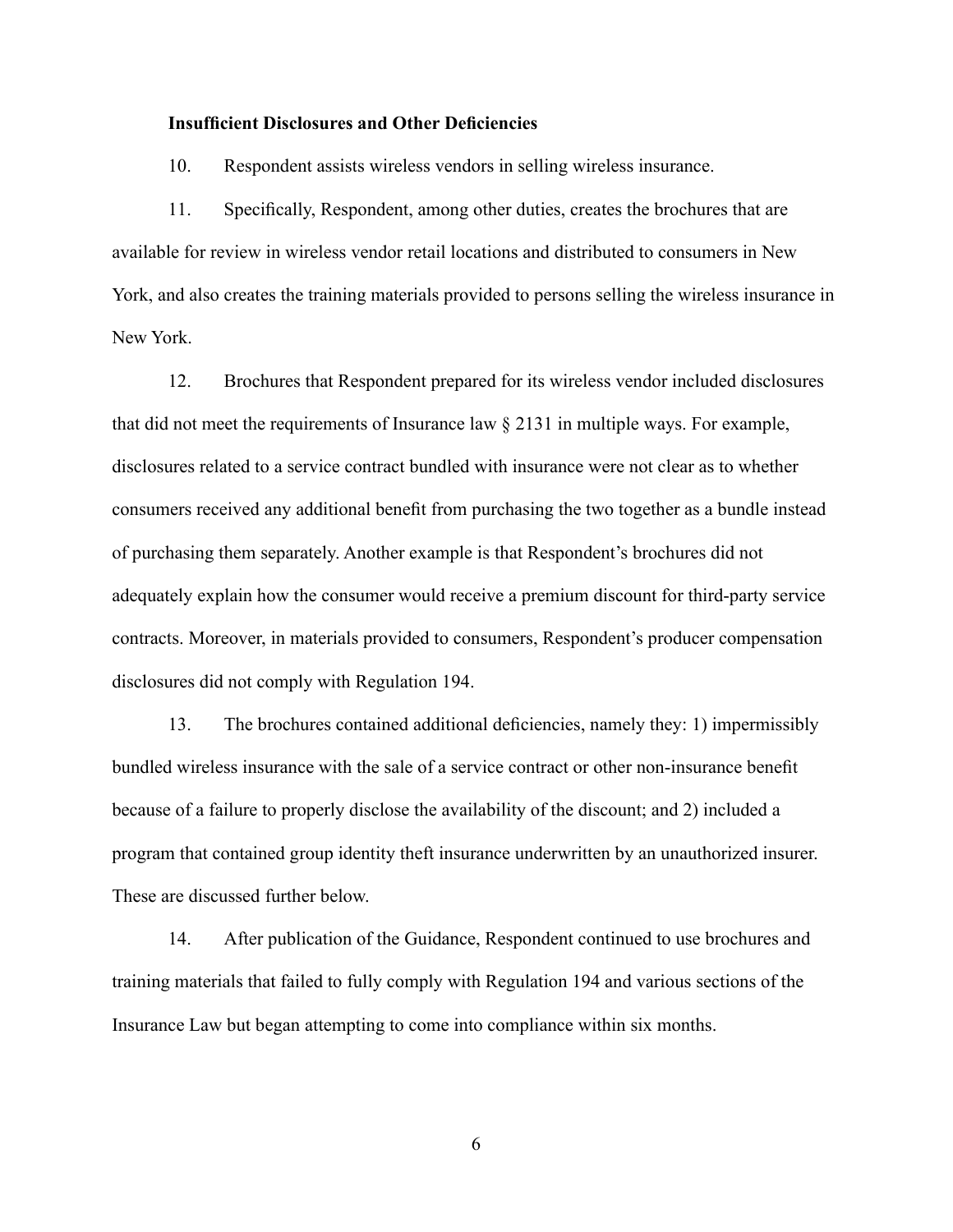**Insufficient Disclosures and Other Deficiencies**

10. Respondent assists wireless vendors in selling wireless insurance.

11. Specifically, Respondent, among other duties, creates the brochures that are available for review in wireless vendor retail locations and distributed to consumers in New York, and also creates the training materials provided to persons selling the wireless insurance in New York.

12. Brochures that Respondent prepared for its wireless vendor included disclosures that did not meet the requirements of Insurance law § 2131 in multiple ways. For example, disclosures related to a service contract bundled with insurance were not clear as to whether consumers received any additional benefit from purchasing the two together as a bundle instead of purchasing them separately. Another example is that Respondent's brochures did not adequately explain how the consumer would receive a premium discount for third-party service contracts. Moreover, in materials provided to consumers, Respondent's producer compensation disclosures did not comply with Regulation 194.

13. The brochures contained additional deficiencies, namely they: 1) impermissibly bundled wireless insurance with the sale of a service contract or other non-insurance benefit because of a failure to properly disclose the availability of the discount; and 2) included a program that contained group identity theft insurance underwritten by an unauthorized insurer. These are discussed further below.

14. After publication of the Guidance, Respondent continued to use brochures and training materials that failed to fully comply with Regulation 194 and various sections of the Insurance Law but began attempting to come into compliance within six months.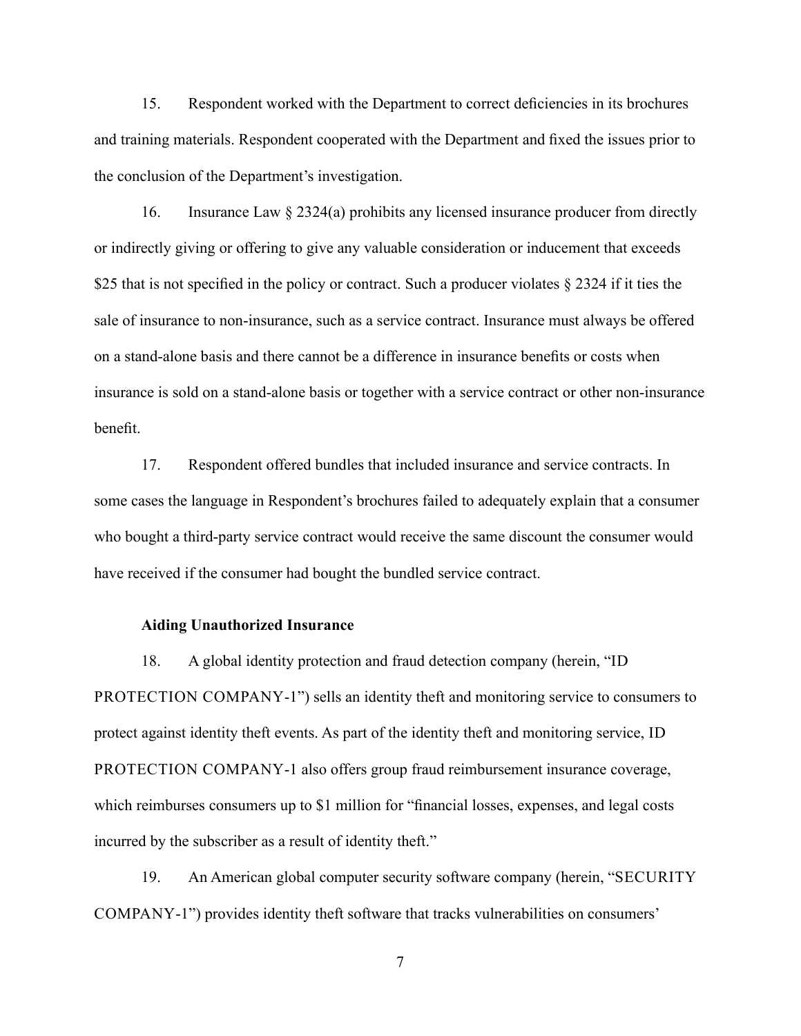15. Respondent worked with the Department to correct deficiencies in its brochures and training materials. Respondent cooperated with the Department and fixed the issues prior to the conclusion of the Department's investigation.

16. Insurance Law § 2324(a) prohibits any licensed insurance producer from directly or indirectly giving or offering to give any valuable consideration or inducement that exceeds $25 that is not specified in the policy or contract. Such a producer violates § 2324 if it ties the sale of insurance to non-insurance, such as a service contract. Insurance must always be offered on a stand-alone basis and there cannot be a difference in insurance benefits or costs when insurance is sold on a stand-alone basis or together with a service contract or other non-insurance benefit.

17. Respondent offered bundles that included insurance and service contracts. In some cases the language in Respondent's brochures failed to adequately explain that a consumer who bought a third-party service contract would receive the same discount the consumer would have received if the consumer had bought the bundled service contract.

**Aiding Unauthorized Insurance**

18. A global identity protection and fraud detection company (herein, "ID PROTECTION COMPANY-1") sells an identity theft and monitoring service to consumers to protect against identity theft events. As part of the identity theft and monitoring service, ID PROTECTION COMPANY-1 also offers group fraud reimbursement insurance coverage, which reimburses consumers up to $1 million for "financial losses, expenses, and legal costs incurred by the subscriber as a result of identity theft."

19. An American global computer security software company (herein, "SECURITY COMPANY-1") provides identity theft software that tracks vulnerabilities on consumers'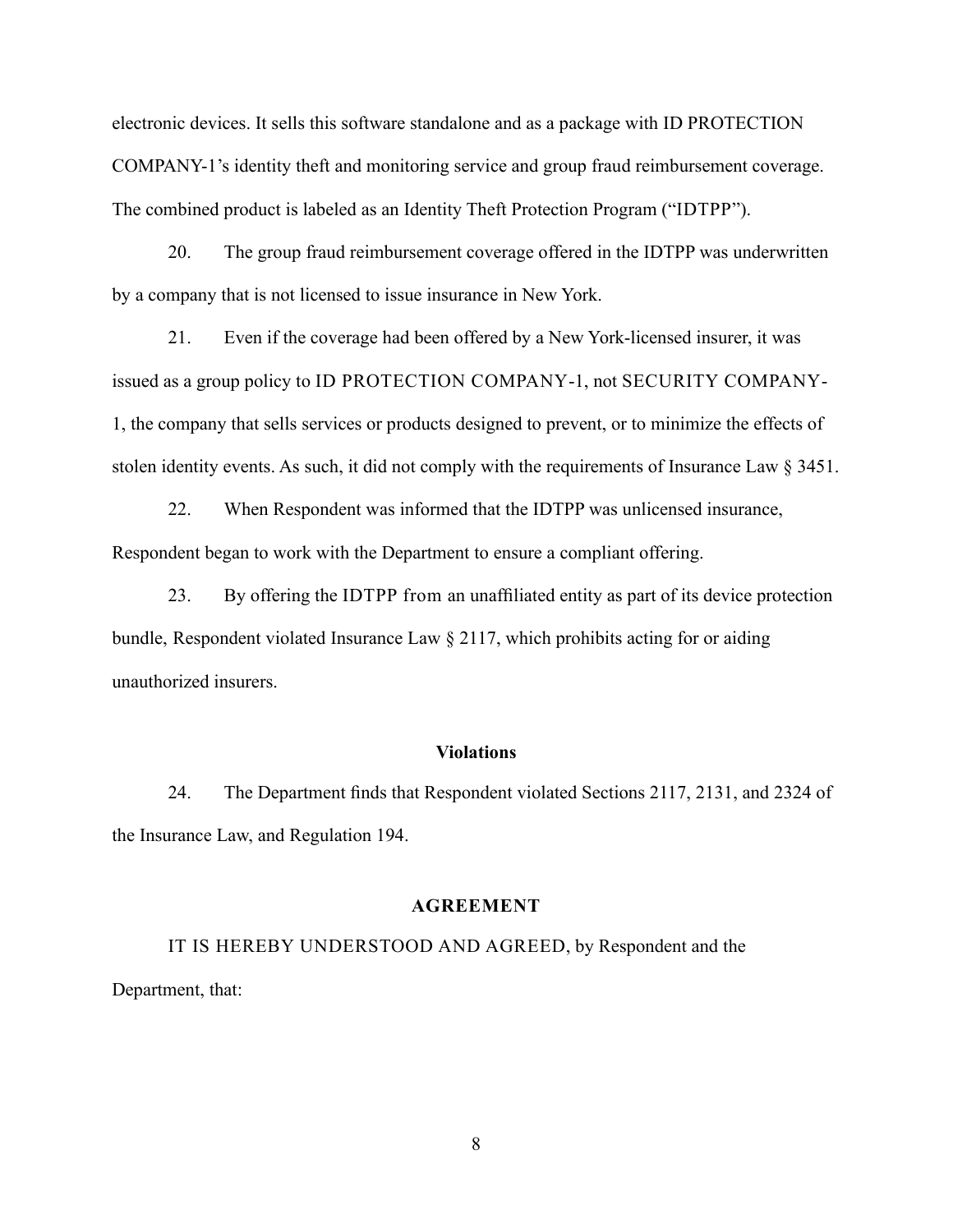electronic devices. It sells this software standalone and as a package with ID PROTECTION COMPANY-1's identity theft and monitoring service and group fraud reimbursement coverage. The combined product is labeled as an Identity Theft Protection Program ("IDTPP").

20. The group fraud reimbursement coverage offered in the IDTPP was underwritten by a company that is not licensed to issue insurance in New York.

21. Even if the coverage had been offered by a New York-licensed insurer, it was issued as a group policy to ID PROTECTION COMPANY-1, not SECURITY COMPANY-1, the company that sells services or products designed to prevent, or to minimize the effects of stolen identity events. As such, it did not comply with the requirements of Insurance Law § 3451.

22. When Respondent was informed that the IDTPP was unlicensed insurance, Respondent began to work with the Department to ensure a compliant offering.

23. By offering the IDTPP from an unaffiliated entity as part of its device protection bundle, Respondent violated Insurance Law § 2117, which prohibits acting for or aiding unauthorized insurers.

**Violations**

24. The Department finds that Respondent violated Sections 2117, 2131, and 2324 of the Insurance Law, and Regulation 194.

**AGREEMENT**

IT IS HEREBY UNDERSTOOD AND AGREED, by Respondent and the Department, that: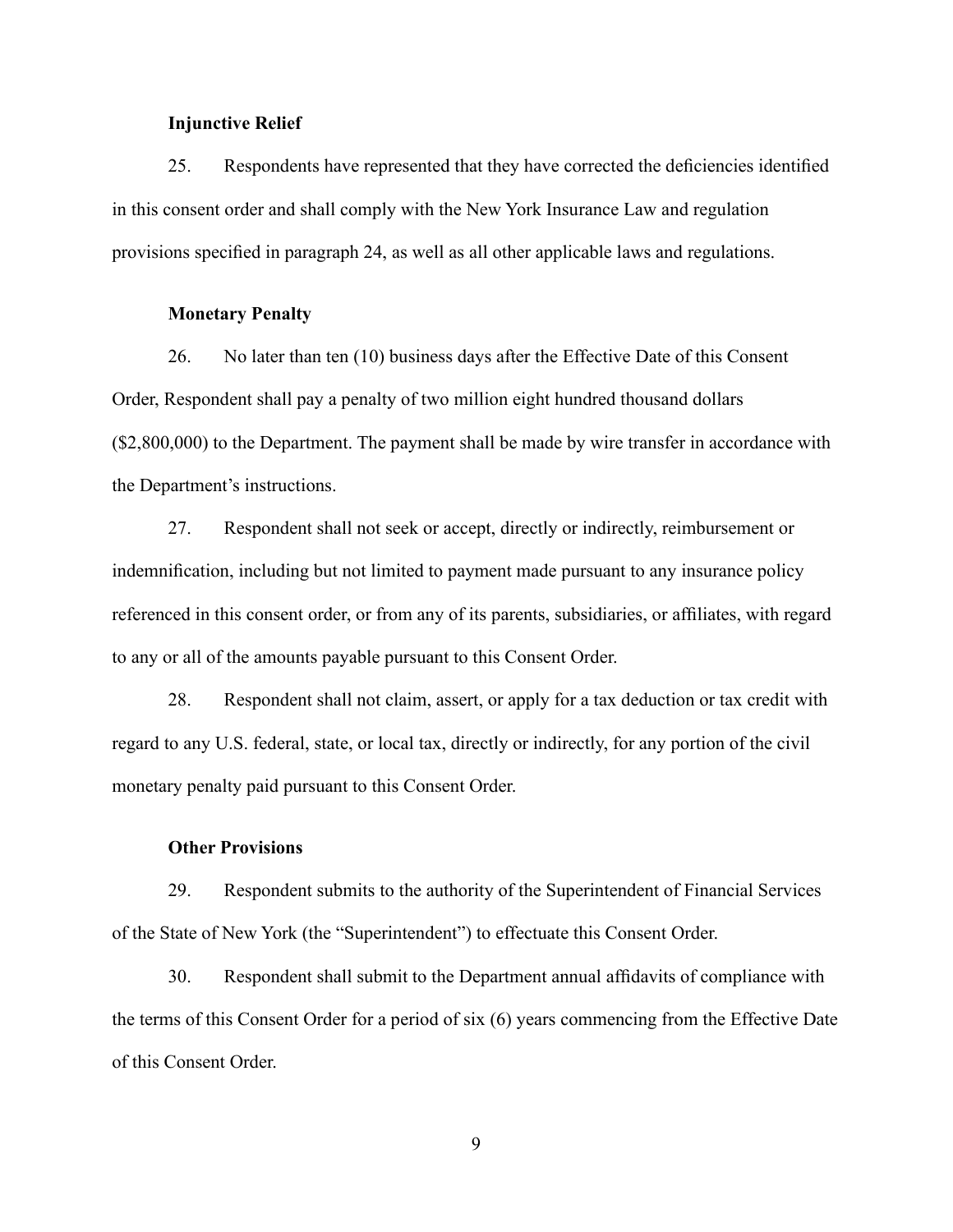**Injunctive Relief**

25. Respondents have represented that they have corrected the deficiencies identified in this consent order and shall comply with the New York Insurance Law and regulation provisions specified in paragraph 24, as well as all other applicable laws and regulations.

**Monetary Penalty**

26. No later than ten (10) business days after the Effective Date of this Consent Order, Respondent shall pay a penalty of two million eight hundred thousand dollars ($2,800,000) to the Department. The payment shall be made by wire transfer in accordance with the Department's instructions.

27. Respondent shall not seek or accept, directly or indirectly, reimbursement or indemnification, including but not limited to payment made pursuant to any insurance policy referenced in this consent order, or from any of its parents, subsidiaries, or affiliates, with regard to any or all of the amounts payable pursuant to this Consent Order.

28. Respondent shall not claim, assert, or apply for a tax deduction or tax credit with regard to any U.S. federal, state, or local tax, directly or indirectly, for any portion of the civil monetary penalty paid pursuant to this Consent Order.

**Other Provisions**

29. Respondent submits to the authority of the Superintendent of Financial Services of the State of New York (the "Superintendent") to effectuate this Consent Order.

30. Respondent shall submit to the Department annual affidavits of compliance with the terms of this Consent Order for a period of six (6) years commencing from the Effective Date of this Consent Order.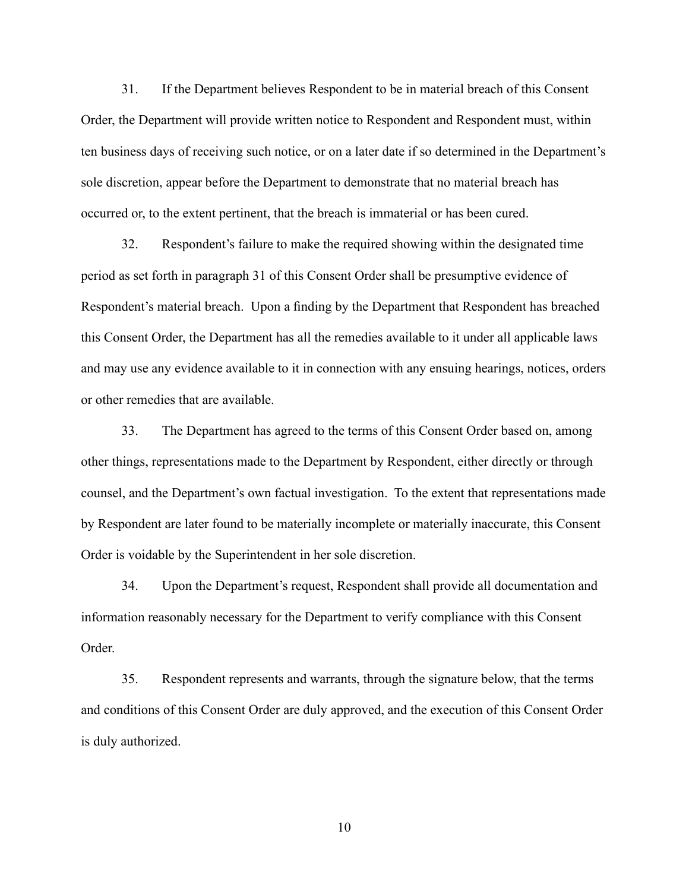31. If the Department believes Respondent to be in material breach of this Consent Order, the Department will provide written notice to Respondent and Respondent must, within ten business days of receiving such notice, or on a later date if so determined in the Department's sole discretion, appear before the Department to demonstrate that no material breach has occurred or, to the extent pertinent, that the breach is immaterial or has been cured.

32. Respondent's failure to make the required showing within the designated time period as set forth in paragraph 31 of this Consent Order shall be presumptive evidence of Respondent's material breach. Upon a finding by the Department that Respondent has breached this Consent Order, the Department has all the remedies available to it under all applicable laws and may use any evidence available to it in connection with any ensuing hearings, notices, orders or other remedies that are available.

33. The Department has agreed to the terms of this Consent Order based on, among other things, representations made to the Department by Respondent, either directly or through counsel, and the Department's own factual investigation. To the extent that representations made by Respondent are later found to be materially incomplete or materially inaccurate, this Consent Order is voidable by the Superintendent in her sole discretion.

34. Upon the Department's request, Respondent shall provide all documentation and information reasonably necessary for the Department to verify compliance with this Consent Order.

35. Respondent represents and warrants, through the signature below, that the terms and conditions of this Consent Order are duly approved, and the execution of this Consent Order is duly authorized.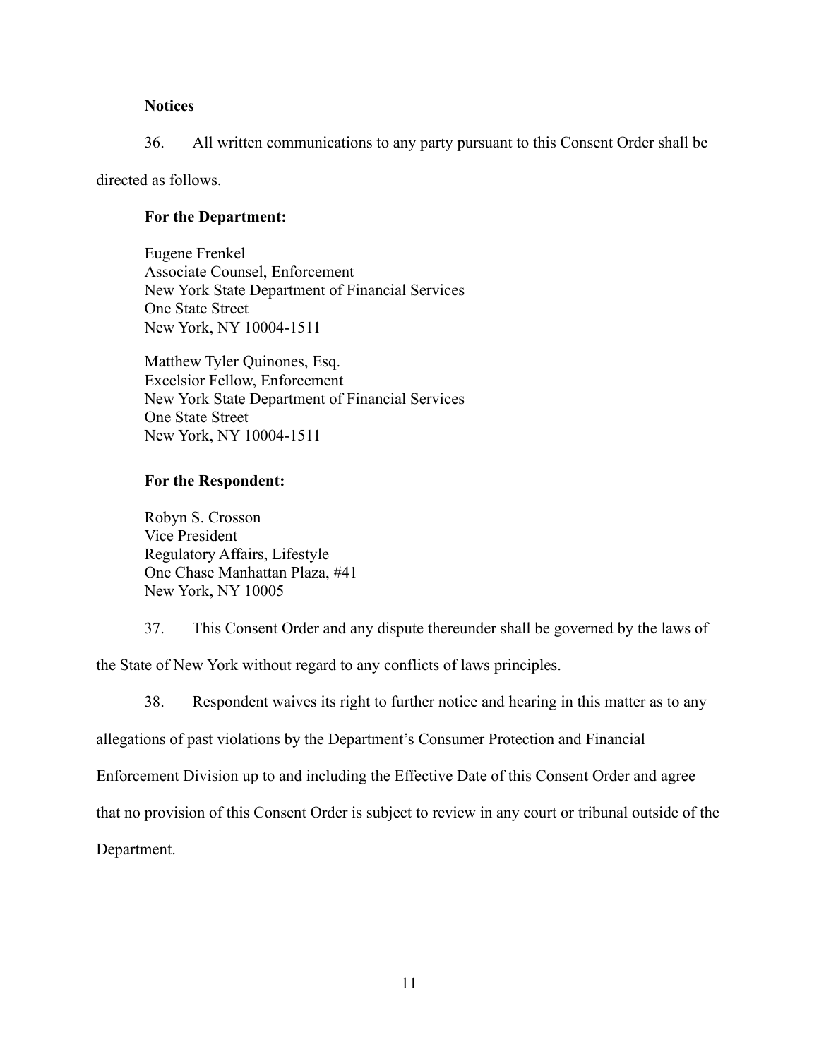**Notices**

36. All written communications to any party pursuant to this Consent Order shall be directed as follows.

**For the Department:**

Eugene Frenkel
Associate Counsel, Enforcement
New York State Department of Financial Services
One State Street
New York, NY 10004-1511

Matthew Tyler Quinones, Esq.
Excelsior Fellow, Enforcement
New York State Department of Financial Services
One State Street
New York, NY 10004-1511

**For the Respondent:**

Robyn S. Crosson
Vice President
Regulatory Affairs, Lifestyle
One Chase Manhattan Plaza, #41
New York, NY 10005

37. This Consent Order and any dispute thereunder shall be governed by the laws of the State of New York without regard to any conflicts of laws principles.

38. Respondent waives its right to further notice and hearing in this matter as to any allegations of past violations by the Department's Consumer Protection and Financial Enforcement Division up to and including the Effective Date of this Consent Order and agree that no provision of this Consent Order is subject to review in any court or tribunal outside of the Department.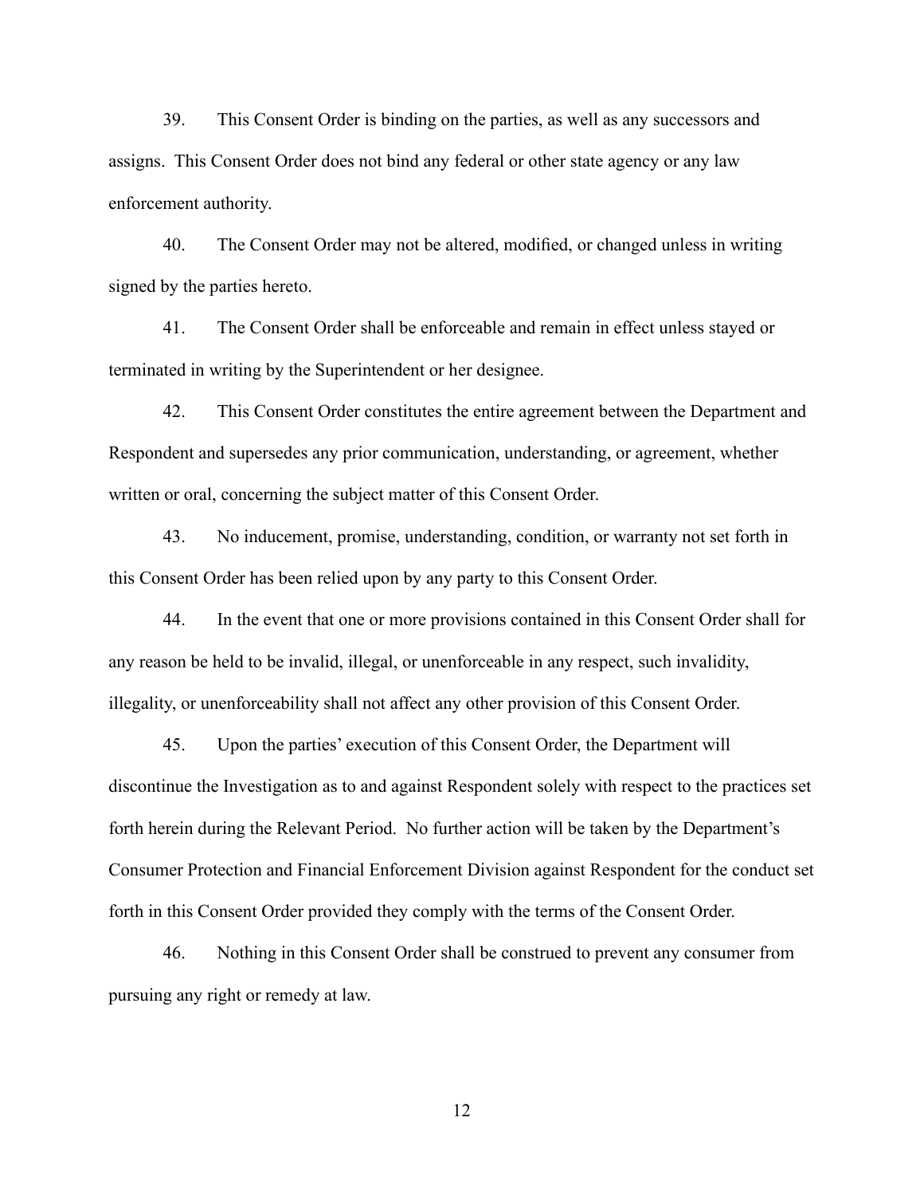39. This Consent Order is binding on the parties, as well as any successors and assigns. This Consent Order does not bind any federal or other state agency or any law enforcement authority.

40. The Consent Order may not be altered, modified, or changed unless in writing signed by the parties hereto.

41. The Consent Order shall be enforceable and remain in effect unless stayed or terminated in writing by the Superintendent or her designee.

42. This Consent Order constitutes the entire agreement between the Department and Respondent and supersedes any prior communication, understanding, or agreement, whether written or oral, concerning the subject matter of this Consent Order.

43. No inducement, promise, understanding, condition, or warranty not set forth in this Consent Order has been relied upon by any party to this Consent Order.

44. In the event that one or more provisions contained in this Consent Order shall for any reason be held to be invalid, illegal, or unenforceable in any respect, such invalidity, illegality, or unenforceability shall not affect any other provision of this Consent Order.

45. Upon the parties' execution of this Consent Order, the Department will discontinue the Investigation as to and against Respondent solely with respect to the practices set forth herein during the Relevant Period. No further action will be taken by the Department's Consumer Protection and Financial Enforcement Division against Respondent for the conduct set forth in this Consent Order provided they comply with the terms of the Consent Order.

46. Nothing in this Consent Order shall be construed to prevent any consumer from pursuing any right or remedy at law.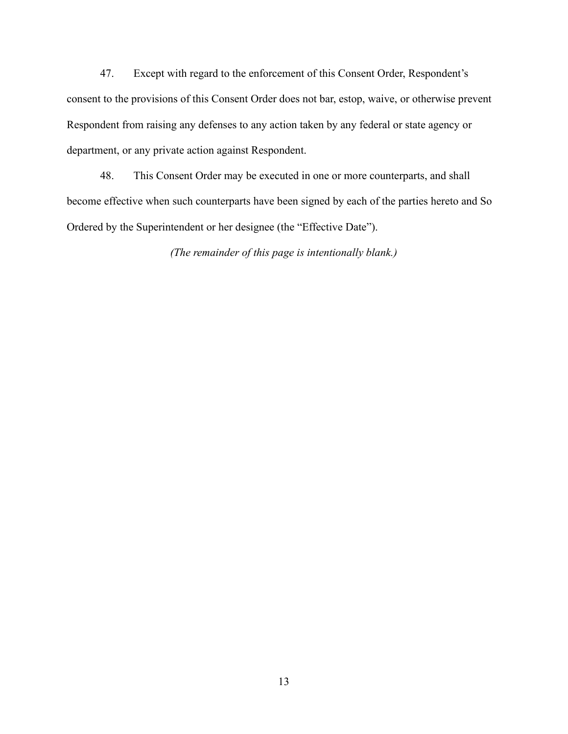47. Except with regard to the enforcement of this Consent Order, Respondent's consent to the provisions of this Consent Order does not bar, estop, waive, or otherwise prevent Respondent from raising any defenses to any action taken by any federal or state agency or department, or any private action against Respondent.

48. This Consent Order may be executed in one or more counterparts, and shall become effective when such counterparts have been signed by each of the parties hereto and So Ordered by the Superintendent or her designee (the "Effective Date").

*(The remainder of this page is intentionally blank.)*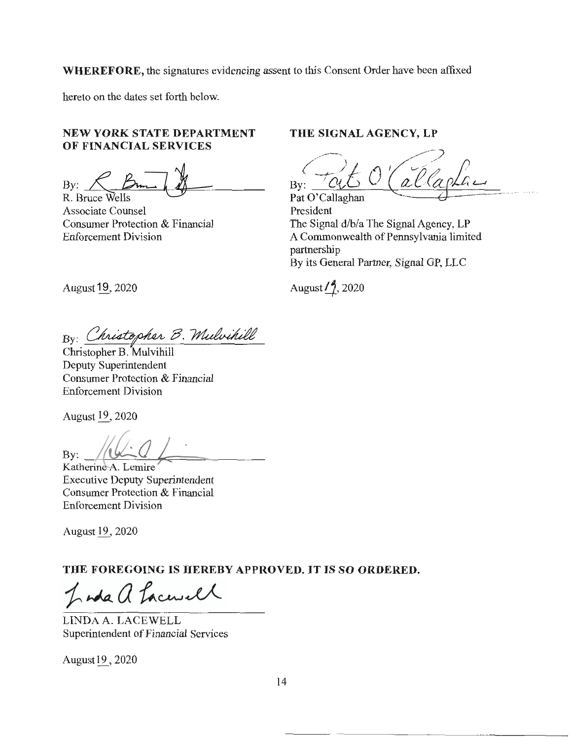**WHEREFORE,** the signatures evidencing assent to this Consent Order have been affixed hereto on the dates set forth below.

**NEW YORK STATE DEPARTMENT OF FINANCIAL SERVICES**

By: _______________________
R. Bruce Wells
Associate Counsel
Consumer Protection & Financial Enforcement Division

August 19, 2020

By: _______________________
Christopher B. Mulvihill
Deputy Superintendent
Consumer Protection & Financial Enforcement Division

August 19, 2020

By: _______________________
Katherine A. Lemire
Executive Deputy Superintendent
Consumer Protection & Financial Enforcement Division

August 19, 2020

**THE SIGNAL AGENCY, LP**

By: _______________________
Pat O'Callaghan
President
The Signal d/b/a The Signal Agency, LP
A Commonwealth of Pennsylvania limited partnership
By its General Partner, Signal GP, LLC

August 19, 2020

**THE FOREGOING IS HEREBY APPROVED. IT IS SO ORDERED.**

_______________________
LINDA A. LACEWELL
Superintendent of Financial Services

August 19, 2020